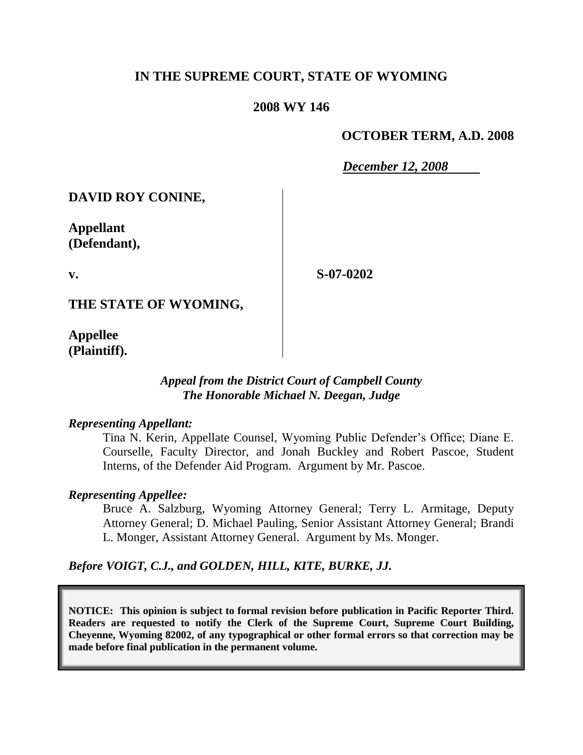**IN THE SUPREME COURT, STATE OF WYOMING**

**2008 WY 146**

**OCTOBER TERM, A.D. 2008**

***December 12, 2008***

**DAVID ROY CONINE,**

**Appellant (Defendant),**

**v.**

**S-07-0202**

**THE STATE OF WYOMING,**

**Appellee (Plaintiff).**

*Appeal from the District Court of Campbell County*
*The Honorable Michael N. Deegan, Judge*

***Representing Appellant:***

Tina N. Kerin, Appellate Counsel, Wyoming Public Defender's Office; Diane E. Courselle, Faculty Director, and Jonah Buckley and Robert Pascoe, Student Interns, of the Defender Aid Program. Argument by Mr. Pascoe.

***Representing Appellee:***

Bruce A. Salzburg, Wyoming Attorney General; Terry L. Armitage, Deputy Attorney General; D. Michael Pauling, Senior Assistant Attorney General; Brandi L. Monger, Assistant Attorney General. Argument by Ms. Monger.

***Before VOIGT, C.J., and GOLDEN, HILL, KITE, BURKE, JJ.***

**NOTICE: This opinion is subject to formal revision before publication in Pacific Reporter Third. Readers are requested to notify the Clerk of the Supreme Court, Supreme Court Building, Cheyenne, Wyoming 82002, of any typographical or other formal errors so that correction may be made before final publication in the permanent volume.**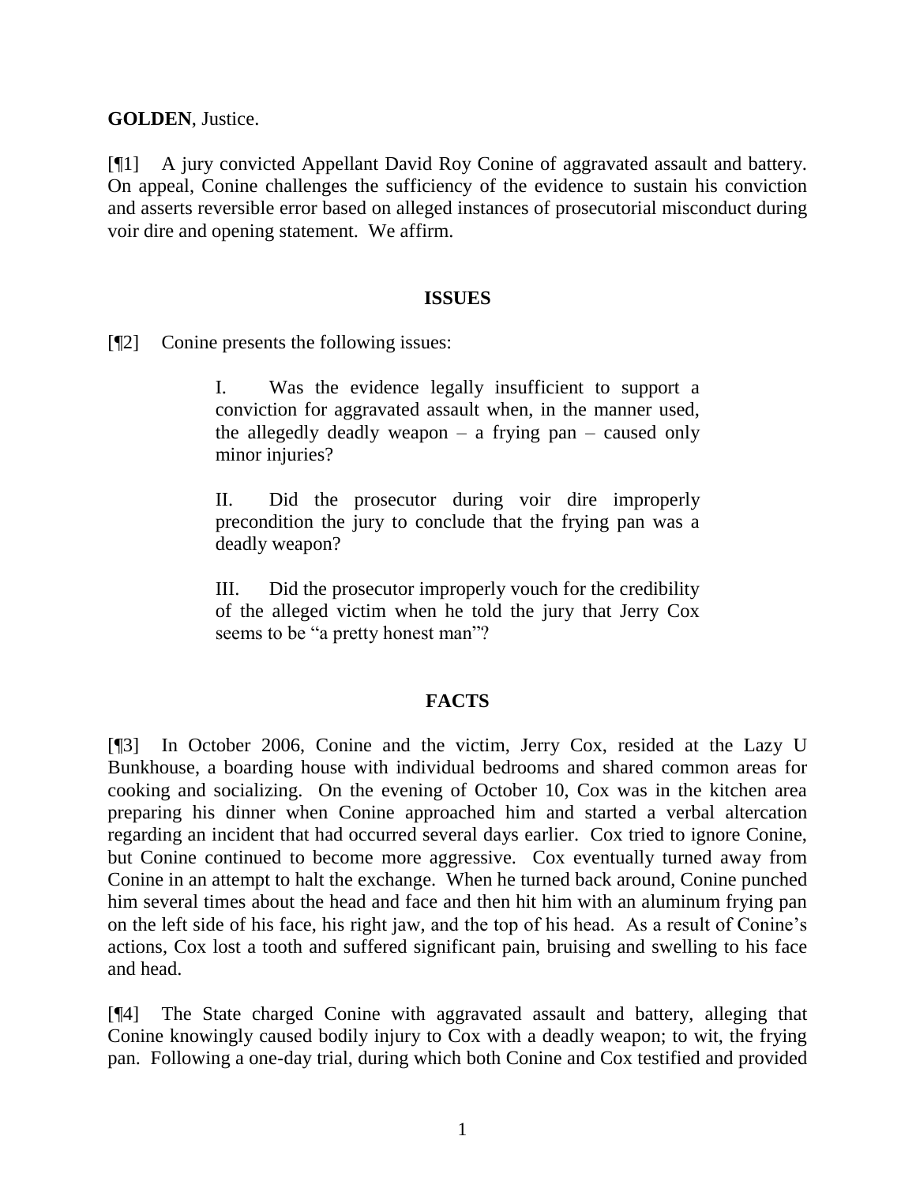**GOLDEN**, Justice.

[¶1] A jury convicted Appellant David Roy Conine of aggravated assault and battery. On appeal, Conine challenges the sufficiency of the evidence to sustain his conviction and asserts reversible error based on alleged instances of prosecutorial misconduct during voir dire and opening statement. We affirm.

## ISSUES

[¶2] Conine presents the following issues:

> I. Was the evidence legally insufficient to support a conviction for aggravated assault when, in the manner used, the allegedly deadly weapon – a frying pan – caused only minor injuries?
>
> II. Did the prosecutor during voir dire improperly precondition the jury to conclude that the frying pan was a deadly weapon?
>
> III. Did the prosecutor improperly vouch for the credibility of the alleged victim when he told the jury that Jerry Cox seems to be "a pretty honest man"?

## FACTS

[¶3] In October 2006, Conine and the victim, Jerry Cox, resided at the Lazy U Bunkhouse, a boarding house with individual bedrooms and shared common areas for cooking and socializing. On the evening of October 10, Cox was in the kitchen area preparing his dinner when Conine approached him and started a verbal altercation regarding an incident that had occurred several days earlier. Cox tried to ignore Conine, but Conine continued to become more aggressive. Cox eventually turned away from Conine in an attempt to halt the exchange. When he turned back around, Conine punched him several times about the head and face and then hit him with an aluminum frying pan on the left side of his face, his right jaw, and the top of his head. As a result of Conine's actions, Cox lost a tooth and suffered significant pain, bruising and swelling to his face and head.

[¶4] The State charged Conine with aggravated assault and battery, alleging that Conine knowingly caused bodily injury to Cox with a deadly weapon; to wit, the frying pan. Following a one-day trial, during which both Conine and Cox testified and provided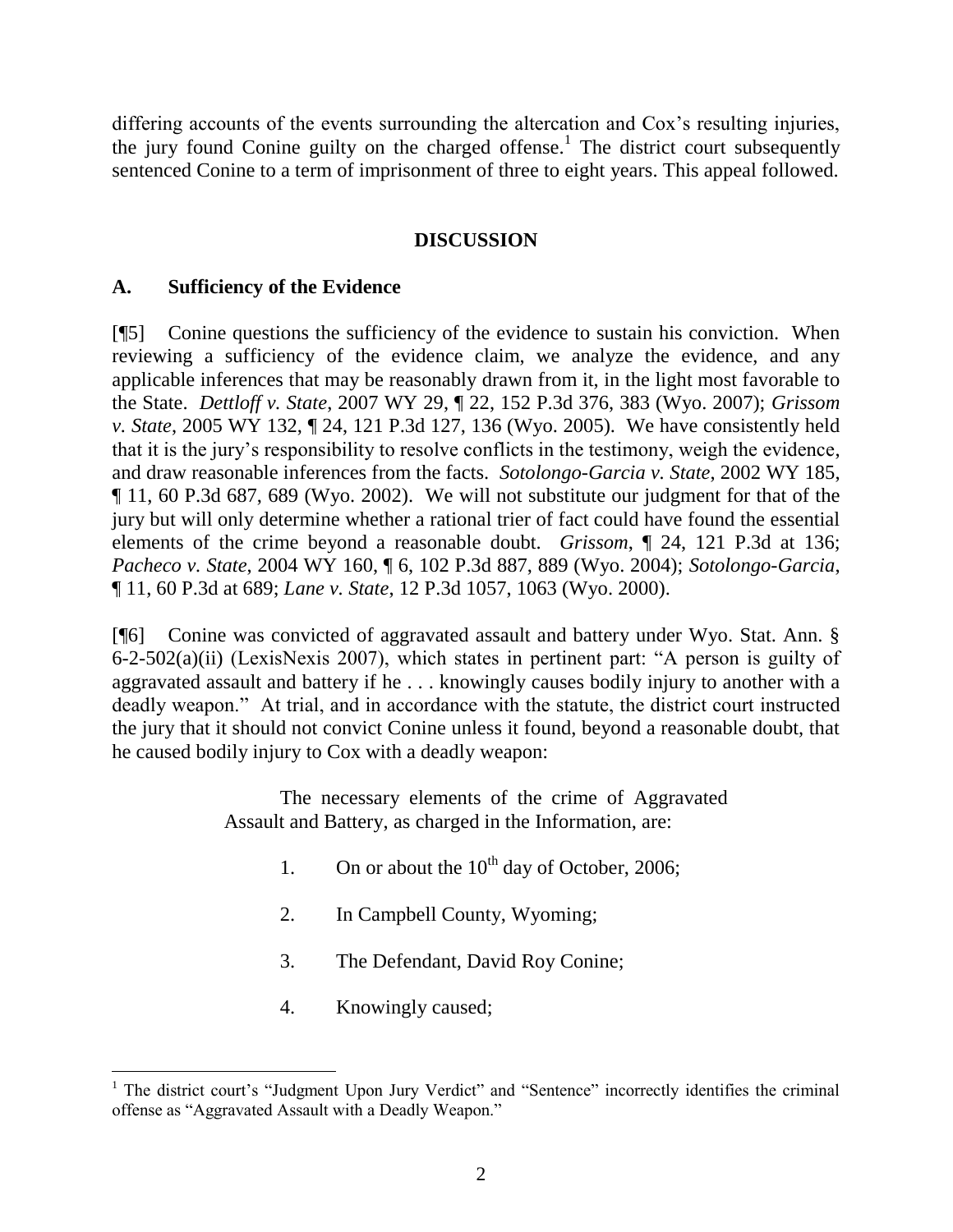differing accounts of the events surrounding the altercation and Cox's resulting injuries, the jury found Conine guilty on the charged offense.[1] The district court subsequently sentenced Conine to a term of imprisonment of three to eight years. This appeal followed.

## DISCUSSION

### A. Sufficiency of the Evidence

[¶5] Conine questions the sufficiency of the evidence to sustain his conviction. When reviewing a sufficiency of the evidence claim, we analyze the evidence, and any applicable inferences that may be reasonably drawn from it, in the light most favorable to the State. *Dettloff v. State*, 2007 WY 29, ¶ 22, 152 P.3d 376, 383 (Wyo. 2007); *Grissom v. State*, 2005 WY 132, ¶ 24, 121 P.3d 127, 136 (Wyo. 2005). We have consistently held that it is the jury's responsibility to resolve conflicts in the testimony, weigh the evidence, and draw reasonable inferences from the facts. *Sotolongo-Garcia v. State*, 2002 WY 185, ¶ 11, 60 P.3d 687, 689 (Wyo. 2002). We will not substitute our judgment for that of the jury but will only determine whether a rational trier of fact could have found the essential elements of the crime beyond a reasonable doubt. *Grissom*, ¶ 24, 121 P.3d at 136; *Pacheco v. State*, 2004 WY 160, ¶ 6, 102 P.3d 887, 889 (Wyo. 2004); *Sotolongo-Garcia*, ¶ 11, 60 P.3d at 689; *Lane v. State*, 12 P.3d 1057, 1063 (Wyo. 2000).

[¶6] Conine was convicted of aggravated assault and battery under Wyo. Stat. Ann. § 6-2-502(a)(ii) (LexisNexis 2007), which states in pertinent part: "A person is guilty of aggravated assault and battery if he . . . knowingly causes bodily injury to another with a deadly weapon." At trial, and in accordance with the statute, the district court instructed the jury that it should not convict Conine unless it found, beyond a reasonable doubt, that he caused bodily injury to Cox with a deadly weapon:

> The necessary elements of the crime of Aggravated Assault and Battery, as charged in the Information, are:
>
> 1. On or about the 10th day of October, 2006;
> 2. In Campbell County, Wyoming;
> 3. The Defendant, David Roy Conine;
> 4. Knowingly caused;

---

[1] The district court's "Judgment Upon Jury Verdict" and "Sentence" incorrectly identifies the criminal offense as "Aggravated Assault with a Deadly Weapon."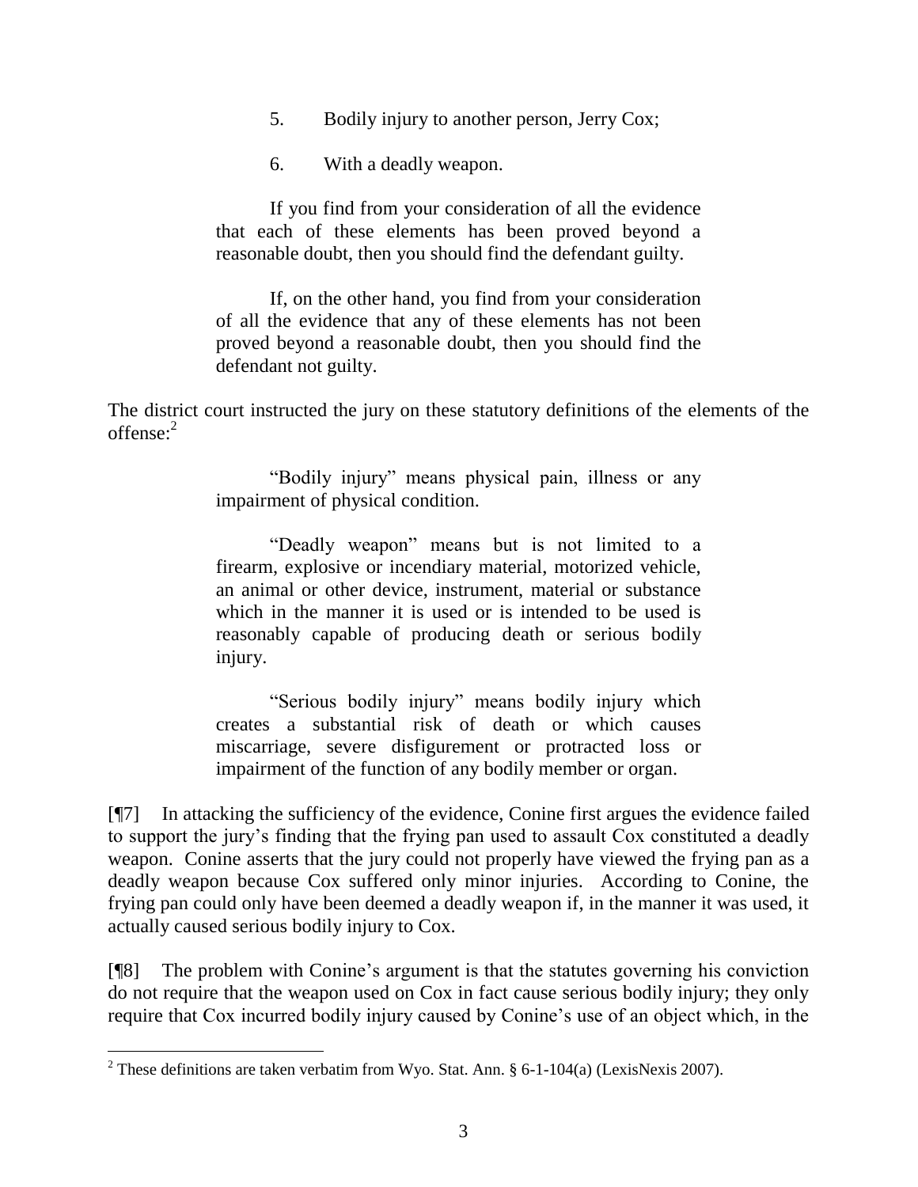> 5. Bodily injury to another person, Jerry Cox;
>
> 6. With a deadly weapon.
>
> If you find from your consideration of all the evidence that each of these elements has been proved beyond a reasonable doubt, then you should find the defendant guilty.
>
> If, on the other hand, you find from your consideration of all the evidence that any of these elements has not been proved beyond a reasonable doubt, then you should find the defendant not guilty.

The district court instructed the jury on these statutory definitions of the elements of the offense:[2]

> "Bodily injury" means physical pain, illness or any impairment of physical condition.
>
> "Deadly weapon" means but is not limited to a firearm, explosive or incendiary material, motorized vehicle, an animal or other device, instrument, material or substance which in the manner it is used or is intended to be used is reasonably capable of producing death or serious bodily injury.
>
> "Serious bodily injury" means bodily injury which creates a substantial risk of death or which causes miscarriage, severe disfigurement or protracted loss or impairment of the function of any bodily member or organ.

[¶7] In attacking the sufficiency of the evidence, Conine first argues the evidence failed to support the jury's finding that the frying pan used to assault Cox constituted a deadly weapon. Conine asserts that the jury could not properly have viewed the frying pan as a deadly weapon because Cox suffered only minor injuries. According to Conine, the frying pan could only have been deemed a deadly weapon if, in the manner it was used, it actually caused serious bodily injury to Cox.

[¶8] The problem with Conine's argument is that the statutes governing his conviction do not require that the weapon used on Cox in fact cause serious bodily injury; they only require that Cox incurred bodily injury caused by Conine's use of an object which, in the

---

[2] These definitions are taken verbatim from Wyo. Stat. Ann. § 6-1-104(a) (LexisNexis 2007).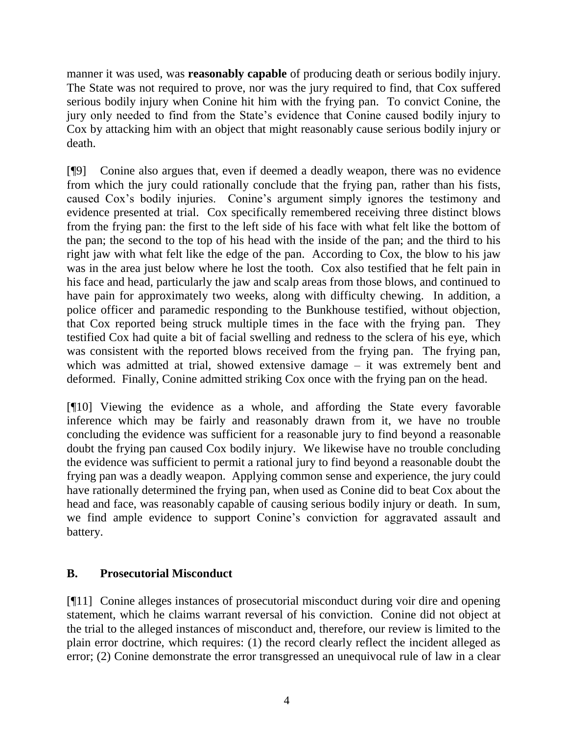manner it was used, was **reasonably capable** of producing death or serious bodily injury. The State was not required to prove, nor was the jury required to find, that Cox suffered serious bodily injury when Conine hit him with the frying pan. To convict Conine, the jury only needed to find from the State's evidence that Conine caused bodily injury to Cox by attacking him with an object that might reasonably cause serious bodily injury or death.

[¶9] Conine also argues that, even if deemed a deadly weapon, there was no evidence from which the jury could rationally conclude that the frying pan, rather than his fists, caused Cox's bodily injuries. Conine's argument simply ignores the testimony and evidence presented at trial. Cox specifically remembered receiving three distinct blows from the frying pan: the first to the left side of his face with what felt like the bottom of the pan; the second to the top of his head with the inside of the pan; and the third to his right jaw with what felt like the edge of the pan. According to Cox, the blow to his jaw was in the area just below where he lost the tooth. Cox also testified that he felt pain in his face and head, particularly the jaw and scalp areas from those blows, and continued to have pain for approximately two weeks, along with difficulty chewing. In addition, a police officer and paramedic responding to the Bunkhouse testified, without objection, that Cox reported being struck multiple times in the face with the frying pan. They testified Cox had quite a bit of facial swelling and redness to the sclera of his eye, which was consistent with the reported blows received from the frying pan. The frying pan, which was admitted at trial, showed extensive damage – it was extremely bent and deformed. Finally, Conine admitted striking Cox once with the frying pan on the head.

[¶10] Viewing the evidence as a whole, and affording the State every favorable inference which may be fairly and reasonably drawn from it, we have no trouble concluding the evidence was sufficient for a reasonable jury to find beyond a reasonable doubt the frying pan caused Cox bodily injury. We likewise have no trouble concluding the evidence was sufficient to permit a rational jury to find beyond a reasonable doubt the frying pan was a deadly weapon. Applying common sense and experience, the jury could have rationally determined the frying pan, when used as Conine did to beat Cox about the head and face, was reasonably capable of causing serious bodily injury or death. In sum, we find ample evidence to support Conine's conviction for aggravated assault and battery.

## B. Prosecutorial Misconduct

[¶11] Conine alleges instances of prosecutorial misconduct during voir dire and opening statement, which he claims warrant reversal of his conviction. Conine did not object at the trial to the alleged instances of misconduct and, therefore, our review is limited to the plain error doctrine, which requires: (1) the record clearly reflect the incident alleged as error; (2) Conine demonstrate the error transgressed an unequivocal rule of law in a clear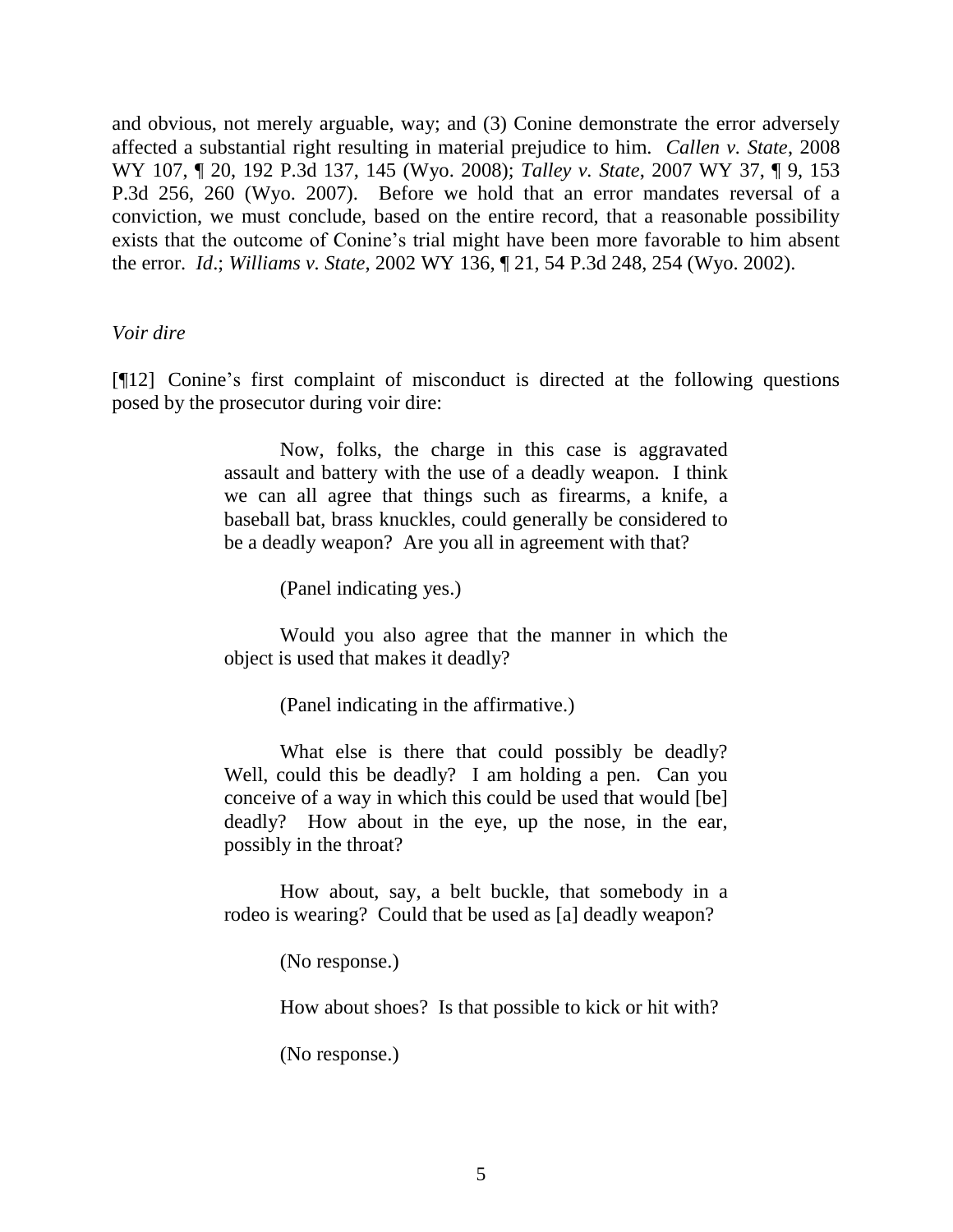and obvious, not merely arguable, way; and (3) Conine demonstrate the error adversely affected a substantial right resulting in material prejudice to him. *Callen v. State*, 2008 WY 107, ¶ 20, 192 P.3d 137, 145 (Wyo. 2008); *Talley v. State*, 2007 WY 37, ¶ 9, 153 P.3d 256, 260 (Wyo. 2007). Before we hold that an error mandates reversal of a conviction, we must conclude, based on the entire record, that a reasonable possibility exists that the outcome of Conine's trial might have been more favorable to him absent the error. *Id*.; *Williams v. State*, 2002 WY 136, ¶ 21, 54 P.3d 248, 254 (Wyo. 2002).

*Voir dire*

[¶12] Conine's first complaint of misconduct is directed at the following questions posed by the prosecutor during voir dire:

> Now, folks, the charge in this case is aggravated assault and battery with the use of a deadly weapon. I think we can all agree that things such as firearms, a knife, a baseball bat, brass knuckles, could generally be considered to be a deadly weapon? Are you all in agreement with that?
>
> (Panel indicating yes.)
>
> Would you also agree that the manner in which the object is used that makes it deadly?
>
> (Panel indicating in the affirmative.)
>
> What else is there that could possibly be deadly? Well, could this be deadly? I am holding a pen. Can you conceive of a way in which this could be used that would [be] deadly? How about in the eye, up the nose, in the ear, possibly in the throat?
>
> How about, say, a belt buckle, that somebody in a rodeo is wearing? Could that be used as [a] deadly weapon?
>
> (No response.)
>
> How about shoes? Is that possible to kick or hit with?
>
> (No response.)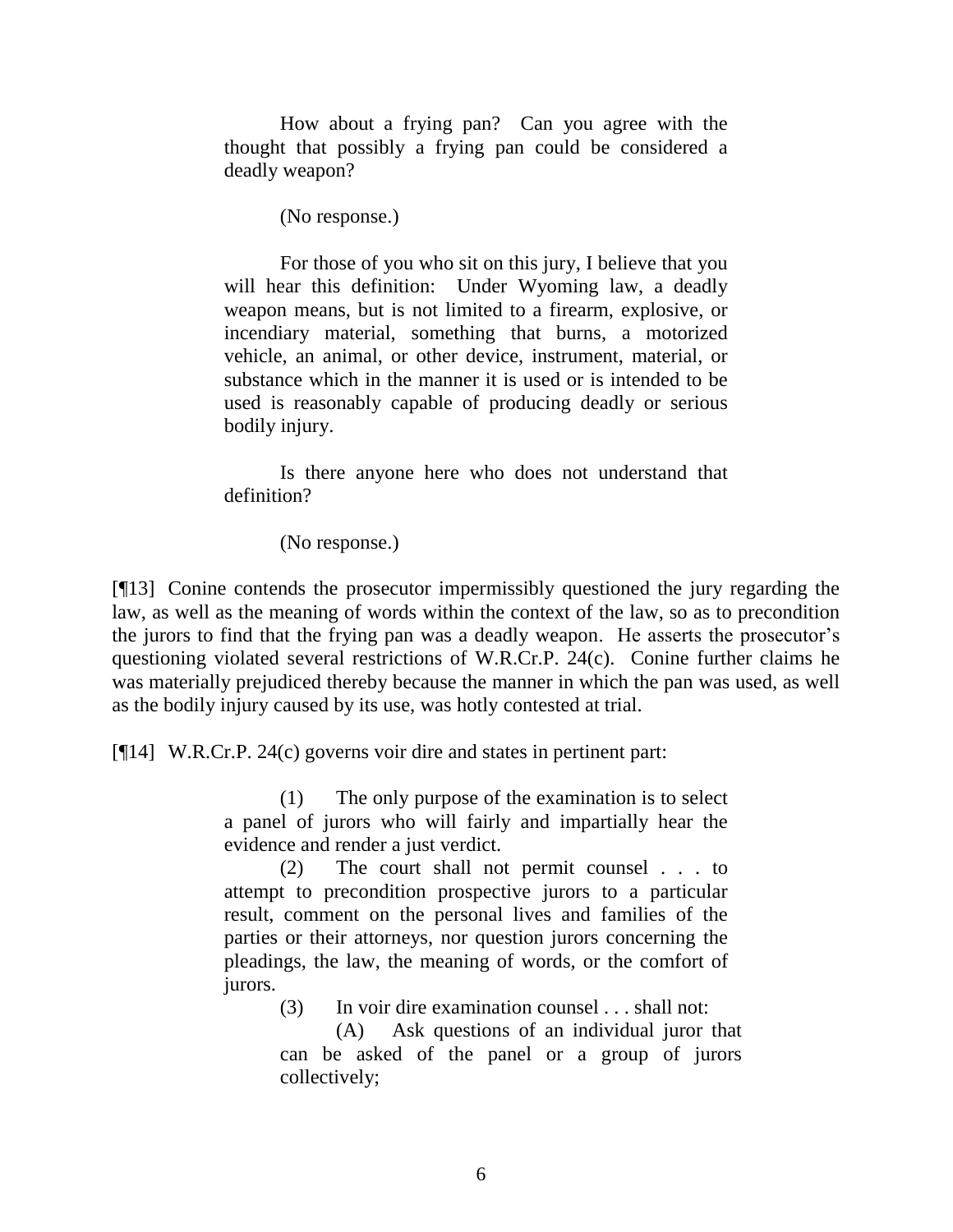> How about a frying pan? Can you agree with the thought that possibly a frying pan could be considered a deadly weapon?
>
> (No response.)
>
> For those of you who sit on this jury, I believe that you will hear this definition: Under Wyoming law, a deadly weapon means, but is not limited to a firearm, explosive, or incendiary material, something that burns, a motorized vehicle, an animal, or other device, instrument, material, or substance which in the manner it is used or is intended to be used is reasonably capable of producing deadly or serious bodily injury.
>
> Is there anyone here who does not understand that definition?
>
> (No response.)

[¶13] Conine contends the prosecutor impermissibly questioned the jury regarding the law, as well as the meaning of words within the context of the law, so as to precondition the jurors to find that the frying pan was a deadly weapon. He asserts the prosecutor's questioning violated several restrictions of W.R.Cr.P. 24(c). Conine further claims he was materially prejudiced thereby because the manner in which the pan was used, as well as the bodily injury caused by its use, was hotly contested at trial.

[¶14] W.R.Cr.P. 24(c) governs voir dire and states in pertinent part:

> (1) The only purpose of the examination is to select a panel of jurors who will fairly and impartially hear the evidence and render a just verdict.
>
> (2) The court shall not permit counsel . . . to attempt to precondition prospective jurors to a particular result, comment on the personal lives and families of the parties or their attorneys, nor question jurors concerning the pleadings, the law, the meaning of words, or the comfort of jurors.
>
> (3) In voir dire examination counsel . . . shall not:
>
> (A) Ask questions of an individual juror that can be asked of the panel or a group of jurors collectively;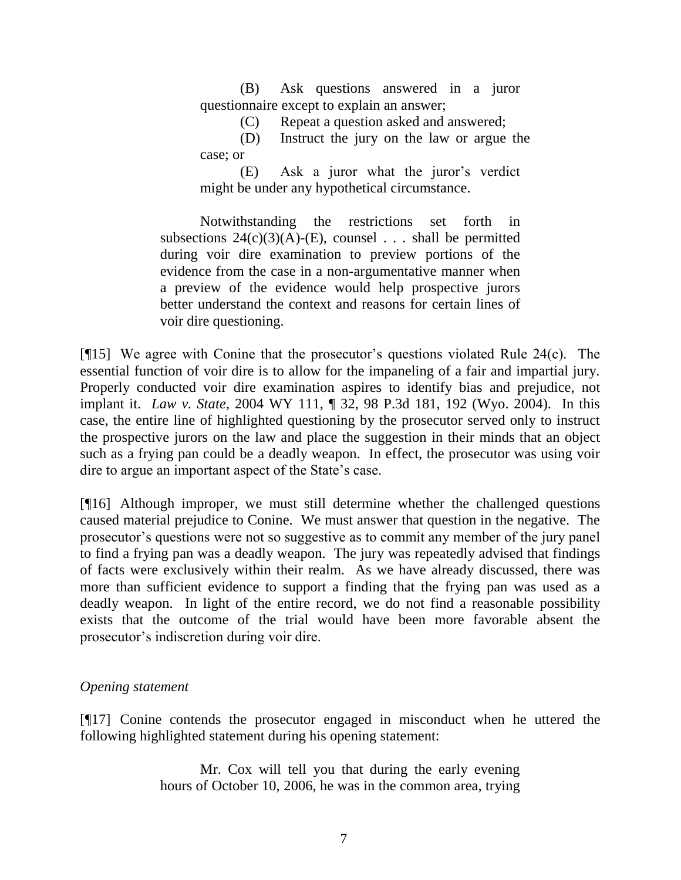> (B) Ask questions answered in a juror questionnaire except to explain an answer;
>
> (C) Repeat a question asked and answered;
>
> (D) Instruct the jury on the law or argue the case; or
>
> (E) Ask a juror what the juror's verdict might be under any hypothetical circumstance.
>
> Notwithstanding the restrictions set forth in subsections 24(c)(3)(A)-(E), counsel . . . shall be permitted during voir dire examination to preview portions of the evidence from the case in a non-argumentative manner when a preview of the evidence would help prospective jurors better understand the context and reasons for certain lines of voir dire questioning.

[¶15] We agree with Conine that the prosecutor's questions violated Rule 24(c). The essential function of voir dire is to allow for the impaneling of a fair and impartial jury. Properly conducted voir dire examination aspires to identify bias and prejudice, not implant it. *Law v. State*, 2004 WY 111, ¶ 32, 98 P.3d 181, 192 (Wyo. 2004). In this case, the entire line of highlighted questioning by the prosecutor served only to instruct the prospective jurors on the law and place the suggestion in their minds that an object such as a frying pan could be a deadly weapon. In effect, the prosecutor was using voir dire to argue an important aspect of the State's case.

[¶16] Although improper, we must still determine whether the challenged questions caused material prejudice to Conine. We must answer that question in the negative. The prosecutor's questions were not so suggestive as to commit any member of the jury panel to find a frying pan was a deadly weapon. The jury was repeatedly advised that findings of facts were exclusively within their realm. As we have already discussed, there was more than sufficient evidence to support a finding that the frying pan was used as a deadly weapon. In light of the entire record, we do not find a reasonable possibility exists that the outcome of the trial would have been more favorable absent the prosecutor's indiscretion during voir dire.

*Opening statement*

[¶17] Conine contends the prosecutor engaged in misconduct when he uttered the following highlighted statement during his opening statement:

> Mr. Cox will tell you that during the early evening hours of October 10, 2006, he was in the common area, trying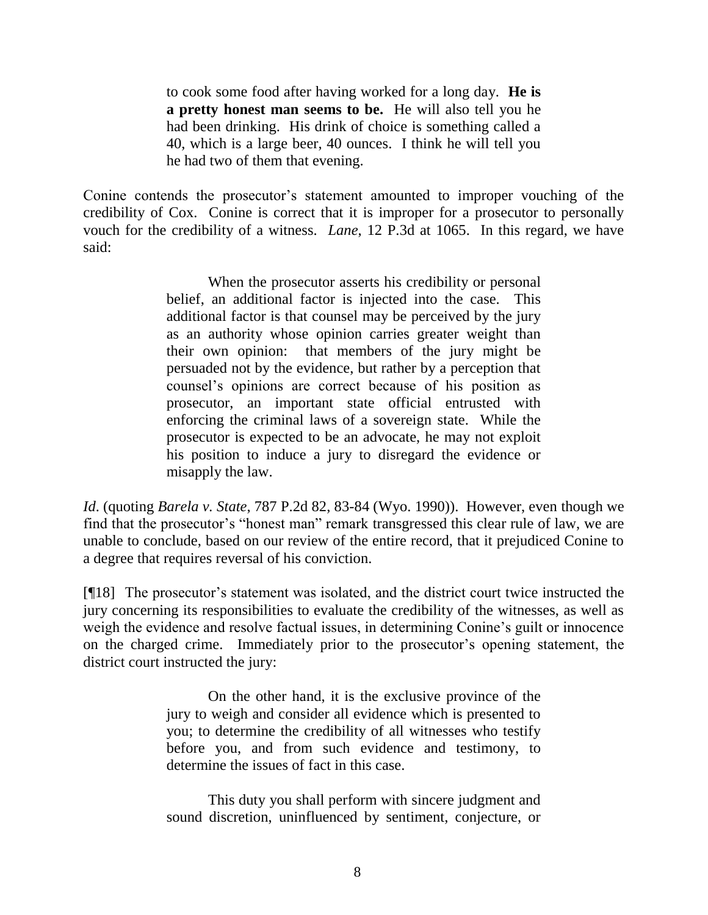> to cook some food after having worked for a long day. **He is a pretty honest man seems to be.** He will also tell you he had been drinking. His drink of choice is something called a 40, which is a large beer, 40 ounces. I think he will tell you he had two of them that evening.

Conine contends the prosecutor's statement amounted to improper vouching of the credibility of Cox. Conine is correct that it is improper for a prosecutor to personally vouch for the credibility of a witness. *Lane*, 12 P.3d at 1065. In this regard, we have said:

> When the prosecutor asserts his credibility or personal belief, an additional factor is injected into the case. This additional factor is that counsel may be perceived by the jury as an authority whose opinion carries greater weight than their own opinion: that members of the jury might be persuaded not by the evidence, but rather by a perception that counsel's opinions are correct because of his position as prosecutor, an important state official entrusted with enforcing the criminal laws of a sovereign state. While the prosecutor is expected to be an advocate, he may not exploit his position to induce a jury to disregard the evidence or misapply the law.

*Id*. (quoting *Barela v. State*, 787 P.2d 82, 83-84 (Wyo. 1990)). However, even though we find that the prosecutor's "honest man" remark transgressed this clear rule of law, we are unable to conclude, based on our review of the entire record, that it prejudiced Conine to a degree that requires reversal of his conviction.

[¶18] The prosecutor's statement was isolated, and the district court twice instructed the jury concerning its responsibilities to evaluate the credibility of the witnesses, as well as weigh the evidence and resolve factual issues, in determining Conine's guilt or innocence on the charged crime. Immediately prior to the prosecutor's opening statement, the district court instructed the jury:

> On the other hand, it is the exclusive province of the jury to weigh and consider all evidence which is presented to you; to determine the credibility of all witnesses who testify before you, and from such evidence and testimony, to determine the issues of fact in this case.
>
> This duty you shall perform with sincere judgment and sound discretion, uninfluenced by sentiment, conjecture, or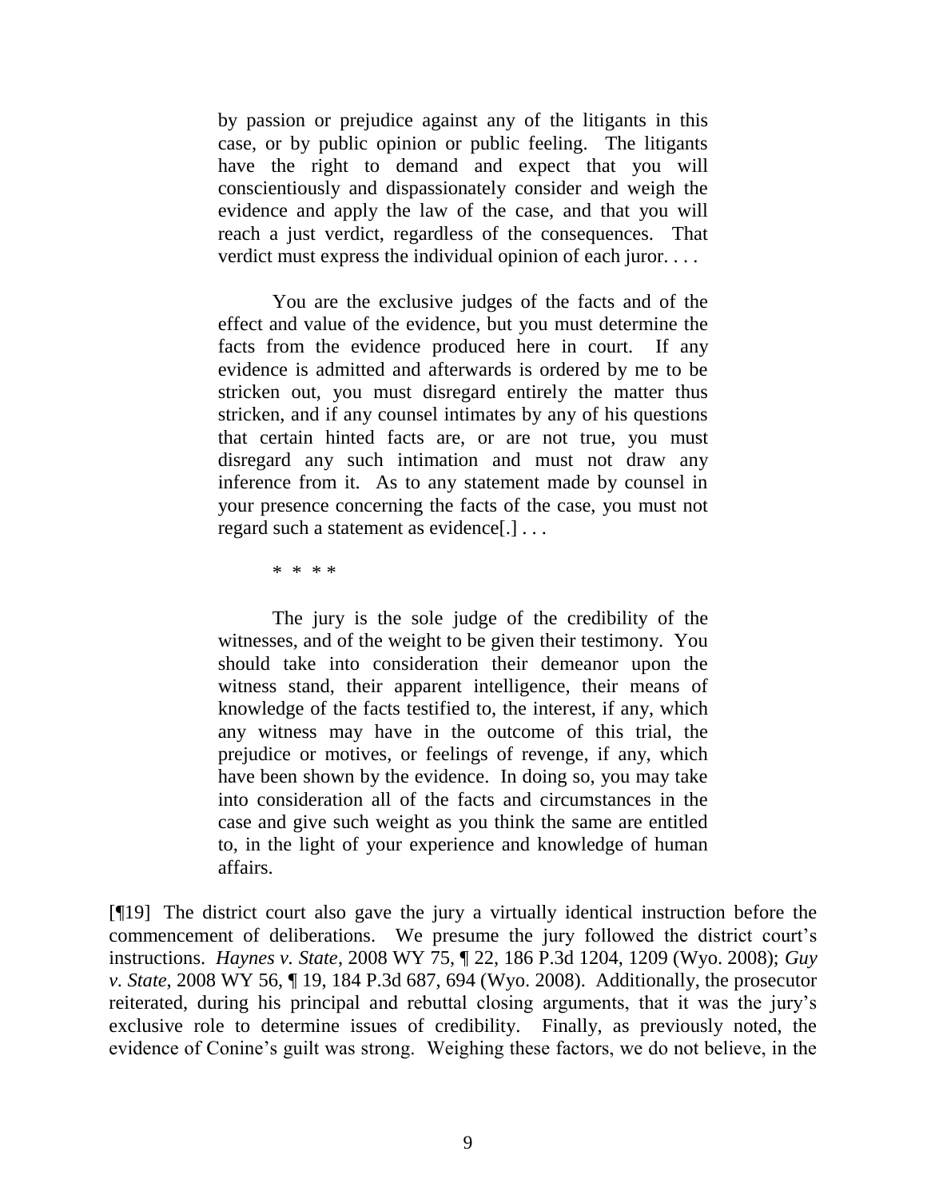> by passion or prejudice against any of the litigants in this case, or by public opinion or public feeling. The litigants have the right to demand and expect that you will conscientiously and dispassionately consider and weigh the evidence and apply the law of the case, and that you will reach a just verdict, regardless of the consequences. That verdict must express the individual opinion of each juror. . . .
>
> You are the exclusive judges of the facts and of the effect and value of the evidence, but you must determine the facts from the evidence produced here in court. If any evidence is admitted and afterwards is ordered by me to be stricken out, you must disregard entirely the matter thus stricken, and if any counsel intimates by any of his questions that certain hinted facts are, or are not true, you must disregard any such intimation and must not draw any inference from it. As to any statement made by counsel in your presence concerning the facts of the case, you must not regard such a statement as evidence[.] . . .
>
> \* \* \* \*
>
> The jury is the sole judge of the credibility of the witnesses, and of the weight to be given their testimony. You should take into consideration their demeanor upon the witness stand, their apparent intelligence, their means of knowledge of the facts testified to, the interest, if any, which any witness may have in the outcome of this trial, the prejudice or motives, or feelings of revenge, if any, which have been shown by the evidence. In doing so, you may take into consideration all of the facts and circumstances in the case and give such weight as you think the same are entitled to, in the light of your experience and knowledge of human affairs.

[¶19] The district court also gave the jury a virtually identical instruction before the commencement of deliberations. We presume the jury followed the district court's instructions. *Haynes v. State*, 2008 WY 75, ¶ 22, 186 P.3d 1204, 1209 (Wyo. 2008); *Guy v. State*, 2008 WY 56, ¶ 19, 184 P.3d 687, 694 (Wyo. 2008). Additionally, the prosecutor reiterated, during his principal and rebuttal closing arguments, that it was the jury's exclusive role to determine issues of credibility. Finally, as previously noted, the evidence of Conine's guilt was strong. Weighing these factors, we do not believe, in the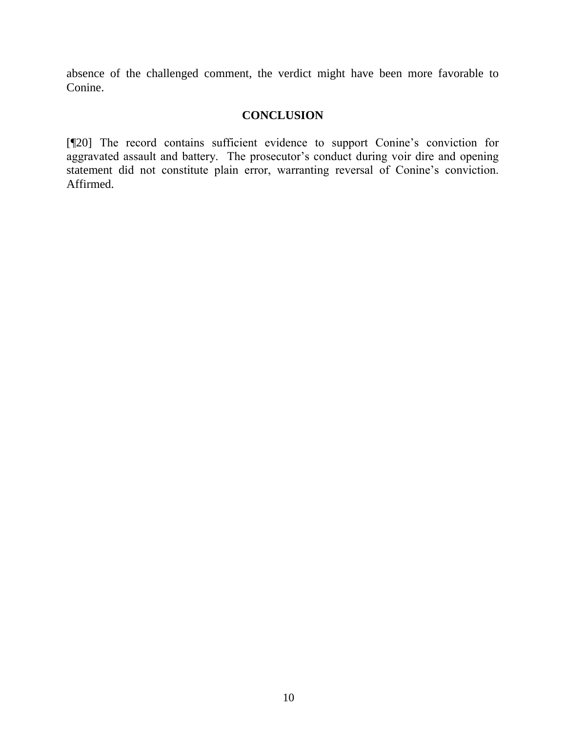absence of the challenged comment, the verdict might have been more favorable to Conine.

## CONCLUSION

[¶20] The record contains sufficient evidence to support Conine's conviction for aggravated assault and battery. The prosecutor's conduct during voir dire and opening statement did not constitute plain error, warranting reversal of Conine's conviction. Affirmed.